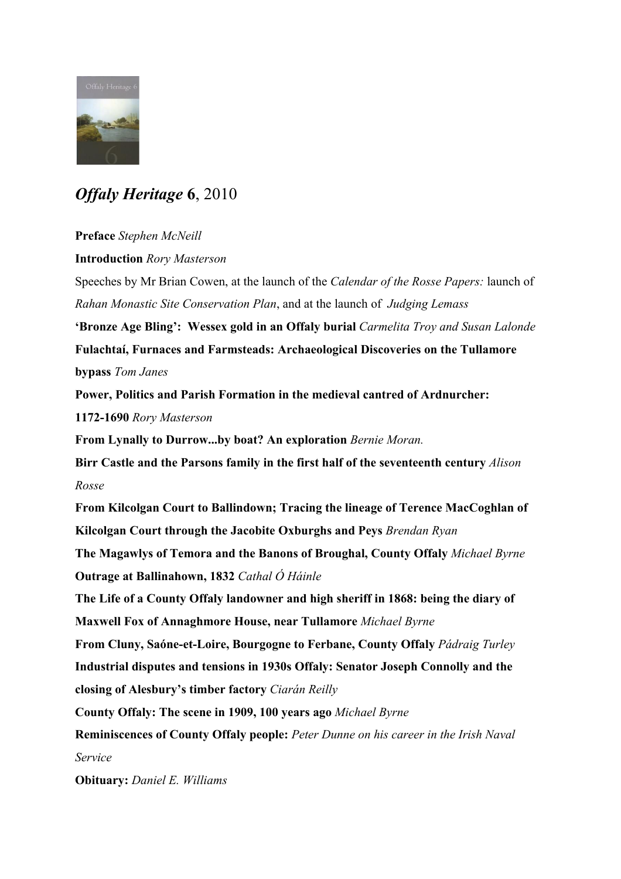# *Offaly Heritage* **6**, 2010

**Preface** *Stephen McNeill*

**Introduction** *Rory Masterson*

Speeches by Mr Brian Cowen, at the launch of the *Calendar of the Rosse Papers:* launch of *Rahan Monastic Site Conservation Plan*, and at the launch of *Judging Lemass*

**'Bronze Age Bling': Wessex gold in an Offaly burial** *Carmelita Troy and Susan Lalonde*

**Fulachtaí, Furnaces and Farmsteads: Archaeological Discoveries on the Tullamore bypass** *Tom Janes*

**Power, Politics and Parish Formation in the medieval cantred of Ardnurcher: 1172-1690** *Rory Masterson*

**From Lynally to Durrow...by boat? An exploration** *Bernie Moran.*

**Birr Castle and the Parsons family in the first half of the seventeenth century** *Alison Rosse*

**From Kilcolgan Court to Ballindown; Tracing the lineage of Terence MacCoghlan of Kilcolgan Court through the Jacobite Oxburghs and Peys** *Brendan Ryan*

**The Magawlys of Temora and the Banons of Broughal, County Offaly** *Michael Byrne*

**Outrage at Ballinahown, 1832** *Cathal Ó Háinle*

**The Life of a County Offaly landowner and high sheriff in 1868: being the diary of Maxwell Fox of Annaghmore House, near Tullamore** *Michael Byrne*

**From Cluny, Saóne-et-Loire, Bourgogne to Ferbane, County Offaly** *Pádraig Turley*

**Industrial disputes and tensions in 1930s Offaly: Senator Joseph Connolly and the closing of Alesbury's timber factory** *Ciarán Reilly*

**County Offaly: The scene in 1909, 100 years ago** *Michael Byrne*

**Reminiscences of County Offaly people:** *Peter Dunne on his career in the Irish Naval Service*

**Obituary:** *Daniel E. Williams*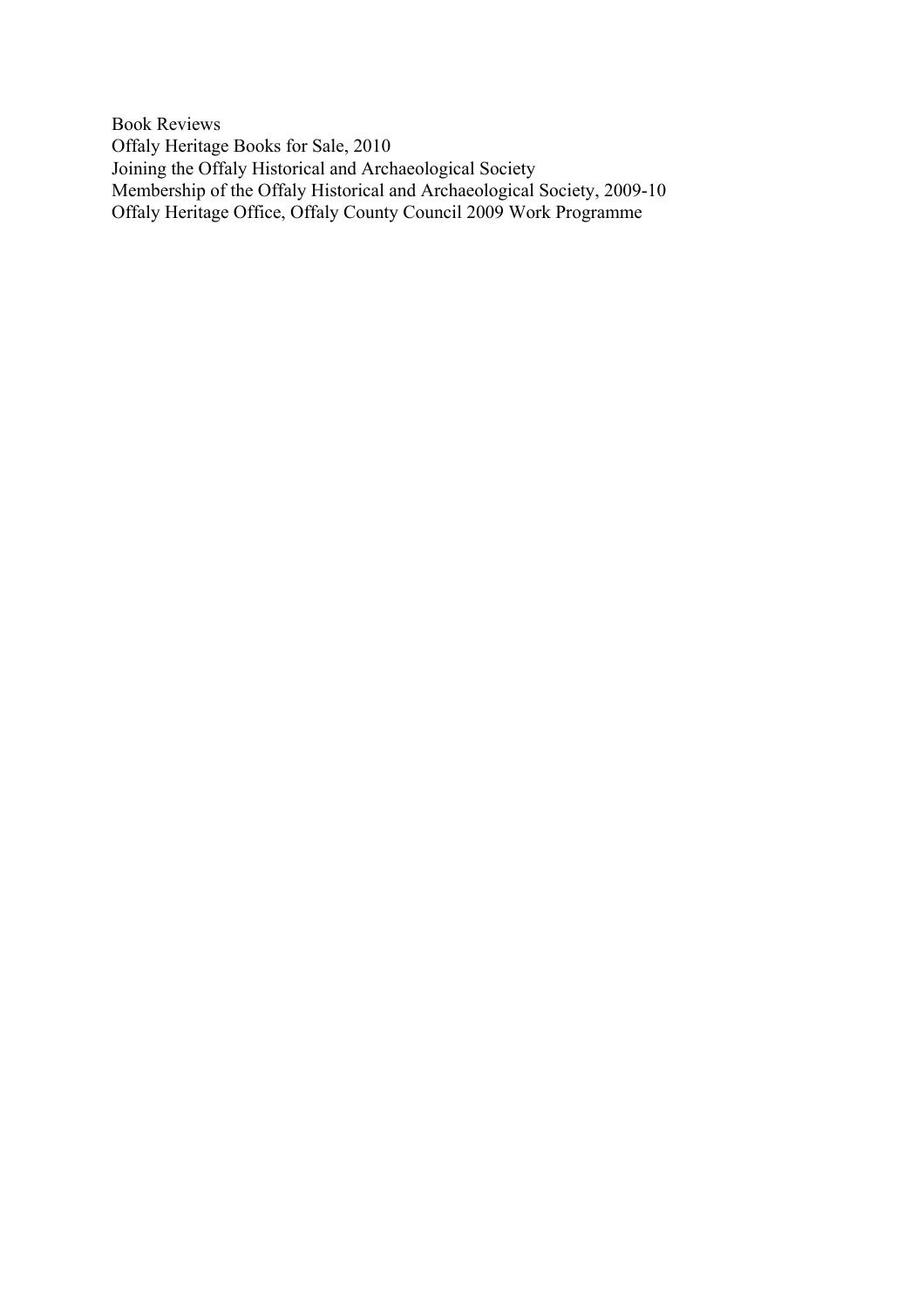Book Reviews
Offaly Heritage Books for Sale, 2010
Joining the Offaly Historical and Archaeological Society
Membership of the Offaly Historical and Archaeological Society, 2009-10
Offaly Heritage Office, Offaly County Council 2009 Work Programme